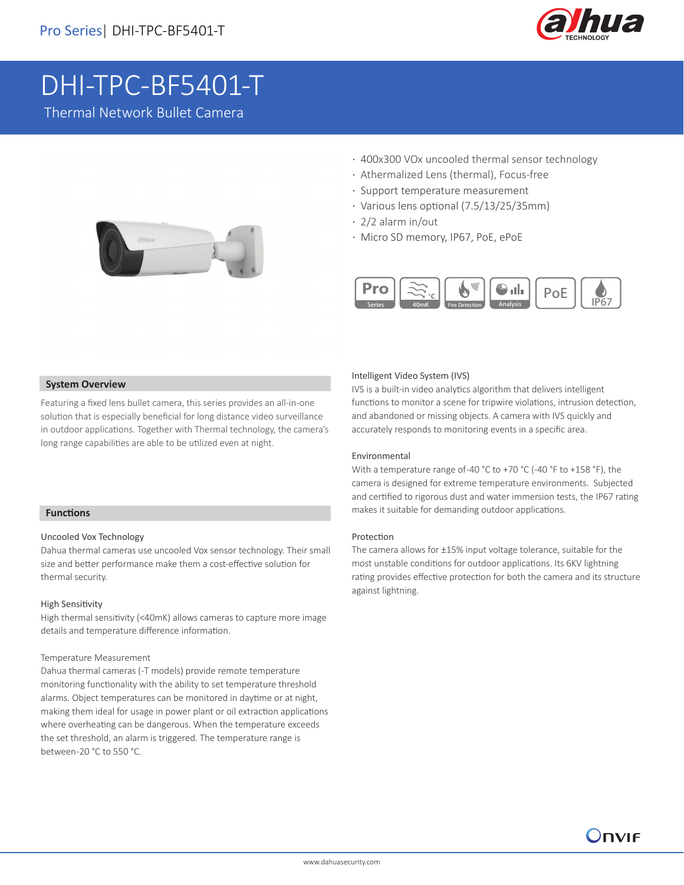# DHI-TPC-BF5401-T

Thermal Network Bullet Camera

- 400x300 VOx uncooled thermal sensor technology
- Athermalized Lens (thermal), Focus-free
- Support temperature measurement
- Various lens optional (7.5/13/25/35mm)
- 2/2 alarm in/out
- Micro SD memory, IP67, PoE, ePoE

## System Overview

Featuring a fixed lens bullet camera, this series provides an all-in-one solution that is especially beneficial for long distance video surveillance in outdoor applications. Together with Thermal technology, the camera's long range capabilities are able to be utilized even at night.

## Functions

### Uncooled Vox Technology

Dahua thermal cameras use uncooled Vox sensor technology. Their small size and better performance make them a cost-effective solution for thermal security.

### High Sensitivity

High thermal sensitivity (<40mK) allows cameras to capture more image details and temperature difference information.

### Temperature Measurement

Dahua thermal cameras (-T models) provide remote temperature monitoring functionality with the ability to set temperature threshold alarms. Object temperatures can be monitored in daytime or at night, making them ideal for usage in power plant or oil extraction applications where overheating can be dangerous. When the temperature exceeds the set threshold, an alarm is triggered. The temperature range is between-20 °C to 550 °C.

### Intelligent Video System (IVS)

IVS is a built-in video analytics algorithm that delivers intelligent functions to monitor a scene for tripwire violations, intrusion detection, and abandoned or missing objects. A camera with IVS quickly and accurately responds to monitoring events in a specific area.

### Environmental

With a temperature range of-40 °C to +70 °C (-40 °F to +158 °F), the camera is designed for extreme temperature environments. Subjected and certified to rigorous dust and water immersion tests, the IP67 rating makes it suitable for demanding outdoor applications.

### Protection

The camera allows for ±15% input voltage tolerance, suitable for the most unstable conditions for outdoor applications. Its 6KV lightning rating provides effective protection for both the camera and its structure against lightning.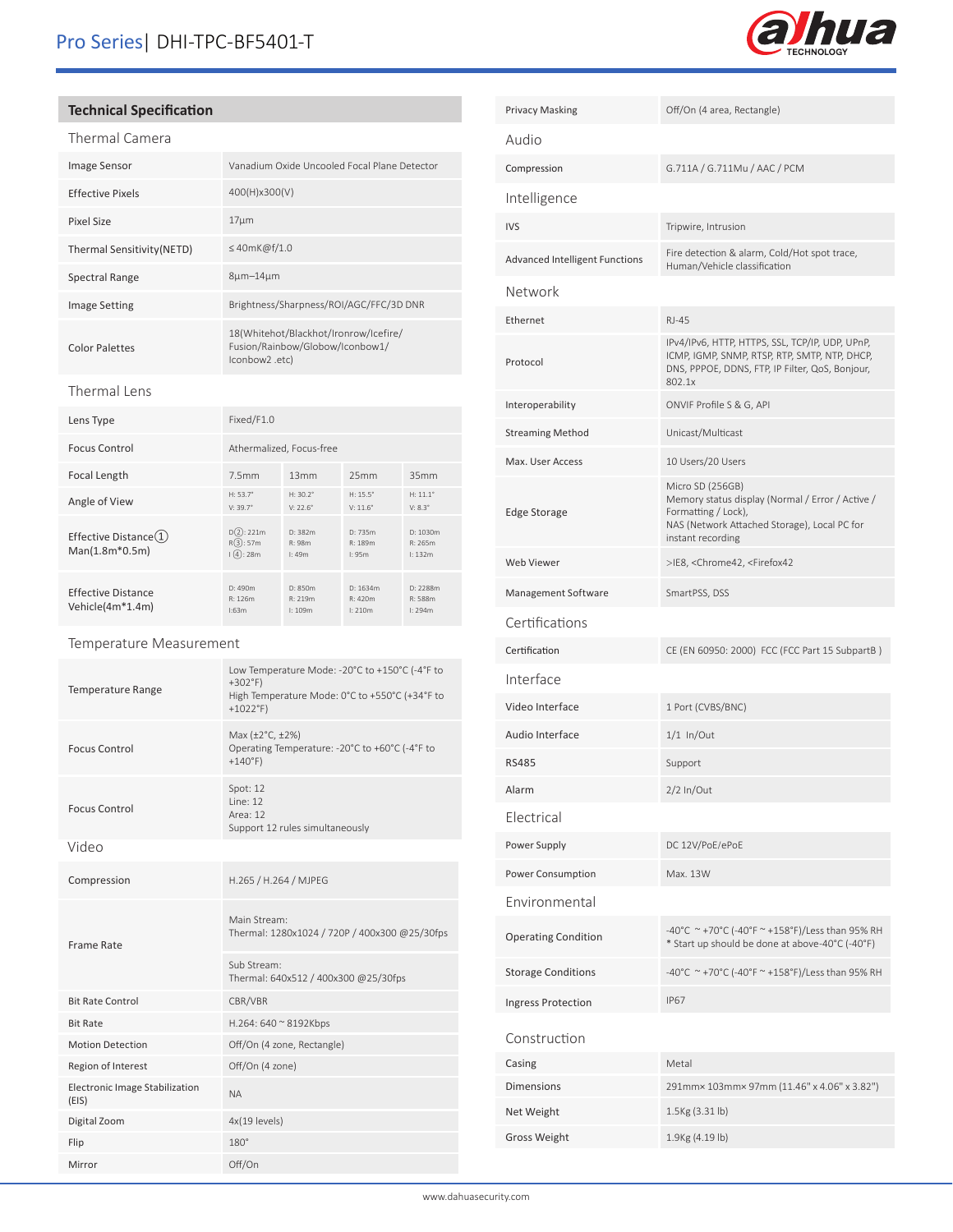## Technical Specification

### Thermal Camera

| | |
|---|---|
| Image Sensor | Vanadium Oxide Uncooled Focal Plane Detector |
| Effective Pixels | 400(H)x300(V) |
| Pixel Size | 17μm |
| Thermal Sensitivity(NETD) | ≤40mK@f/1.0 |
| Spectral Range | 8μm–14μm |
| Image Setting | Brightness/Sharpness/ROI/AGC/FFC/3D DNR |
| Color Palettes | 18(Whitehot/Blackhot/Ironrow/Icefire/ Fusion/Rainbow/Globow/Iconbow1/ Iconbow2 .etc) |

### Thermal Lens

| | | | | |
|---|---|---|---|---|
| Lens Type | Fixed/F1.0 | | | |
| Focus Control | Athermalized, Focus-free | | | |
| Focal Length | 7.5mm | 13mm | 25mm | 35mm |
| Angle of View | H: 53.7° V: 39.7° | H: 30.2° V: 22.6° | H: 15.5° V: 11.6° | H: 11.1° V: 8.3° |
| Effective Distance① Man(1.8m*0.5m) | D②: 221m R③: 57m I④: 28m | D: 382m R: 98m I: 49m | D: 735m R: 189m I: 95m | D: 1030m R: 265m I: 132m |
| Effective Distance Vehicle(4m*1.4m) | D: 490m R: 126m I:63m | D: 850m R: 219m I: 109m | D: 1634m R: 420m I: 210m | D: 2288m R: 588m I: 294m |

### Temperature Measurement

| | |
|---|---|
| Temperature Range | Low Temperature Mode: -20°C to +150°C (-4°F to +302°F)<br>High Temperature Mode: 0°C to +550°C (+34°F to +1022°F) |
| Focus Control | Max (±2°C, ±2%)<br>Operating Temperature: -20°C to +60°C (-4°F to +140°F) |
| Focus Control | Spot: 12<br>Line: 12<br>Area: 12<br>Support 12 rules simultaneously |

### Video

| | |
|---|---|
| Compression | H.265 / H.264 / MJPEG |
| Frame Rate | Main Stream:<br>Thermal: 1280x1024 / 720P / 400x300 @25/30fps<br>Sub Stream:<br>Thermal: 640x512 / 400x300 @25/30fps |
| Bit Rate Control | CBR/VBR |
| Bit Rate | H.264: 640 ~ 8192Kbps |
| Motion Detection | Off/On (4 zone, Rectangle) |
| Region of Interest | Off/On (4 zone) |
| Electronic Image Stabilization (EIS) | NA |
| Digital Zoom | 4x(19 levels) |
| Flip | 180° |
| Mirror | Off/On |
| Privacy Masking | Off/On (4 area, Rectangle) |

### Audio

| | |
|---|---|
| Compression | G.711A / G.711Mu / AAC / PCM |

### Intelligence

| | |
|---|---|
| IVS | Tripwire, Intrusion |
| Advanced Intelligent Functions | Fire detection & alarm, Cold/Hot spot trace, Human/Vehicle classification |

### Network

| | |
|---|---|
| Ethernet | RJ-45 |
| Protocol | IPv4/IPv6, HTTP, HTTPS, SSL, TCP/IP, UDP, UPnP, ICMP, IGMP, SNMP, RTSP, RTP, SMTP, NTP, DHCP, DNS, PPPOE, DDNS, FTP, IP Filter, QoS, Bonjour, 802.1x |
| Interoperability | ONVIF Profile S & G, API |
| Streaming Method | Unicast/Multicast |
| Max. User Access | 10 Users/20 Users |
| Edge Storage | Micro SD (256GB)<br>Memory status display (Normal / Error / Active / Formatting / Lock),<br>NAS (Network Attached Storage), Local PC for instant recording |
| Web Viewer | >IE8, <Chrome42, <Firefox42 |
| Management Software | SmartPSS, DSS |

### Certifications

| | |
|---|---|
| Certification | CE (EN 60950: 2000) FCC (FCC Part 15 SubpartB ) |

### Interface

| | |
|---|---|
| Video Interface | 1 Port (CVBS/BNC) |
| Audio Interface | 1/1 In/Out |
| RS485 | Support |
| Alarm | 2/2 In/Out |

### Electrical

| | |
|---|---|
| Power Supply | DC 12V/PoE/ePoE |
| Power Consumption | Max. 13W |

### Environmental

| | |
|---|---|
| Operating Condition | -40°C ~ +70°C (-40°F ~ +158°F)/Less than 95% RH<br>* Start up should be done at above-40°C (-40°F) |
| Storage Conditions | -40°C ~ +70°C (-40°F ~ +158°F)/Less than 95% RH |
| Ingress Protection | IP67 |

### Construction

| | |
|---|---|
| Casing | Metal |
| Dimensions | 291mm× 103mm× 97mm (11.46" x 4.06" x 3.82") |
| Net Weight | 1.5Kg (3.31 lb) |
| Gross Weight | 1.9Kg (4.19 lb) |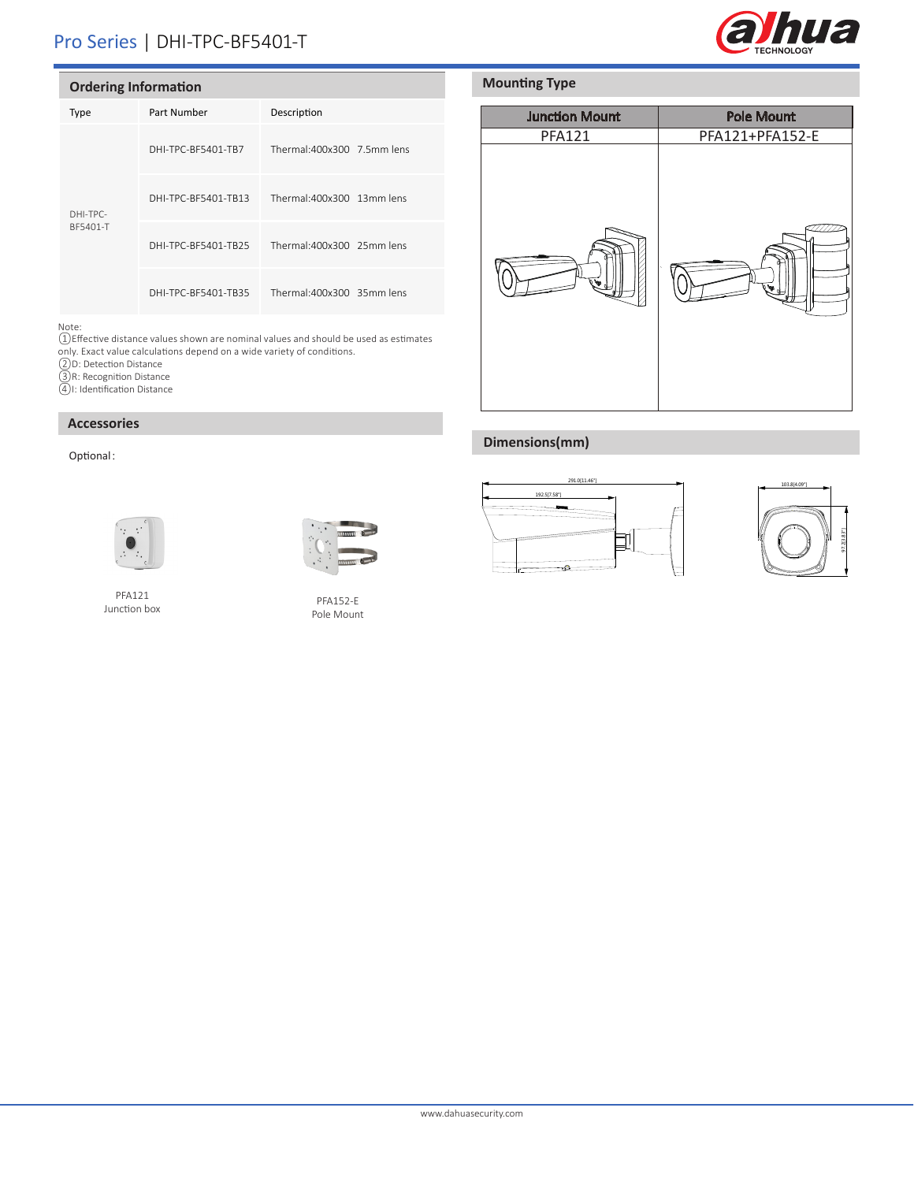## Ordering Information

| Type | Part Number | Description |
|---|---|---|
| DHI-TPC-BF5401-T | DHI-TPC-BF5401-TB7 | Thermal:400x300 7.5mm lens |
| | DHI-TPC-BF5401-TB13 | Thermal:400x300 13mm lens |
| | DHI-TPC-BF5401-TB25 | Thermal:400x300 25mm lens |
| | DHI-TPC-BF5401-TB35 | Thermal:400x300 35mm lens |

Note:

①Effective distance values shown are nominal values and should be used as estimates only. Exact value calculations depend on a wide variety of conditions.

②D: Detection Distance

③R: Recognition Distance

④I: Identification Distance

## Accessories

Optional:

PFA121
Junction box

PFA152-E
Pole Mount

## Mounting Type

| Junction Mount | Pole Mount |
|---|---|
| PFA121 | PFA121+PFA152-E |

## Dimensions(mm)

291.0[11.46"]

192.5[7.58"]

103.8[4.09"]

97.2[3.83"]